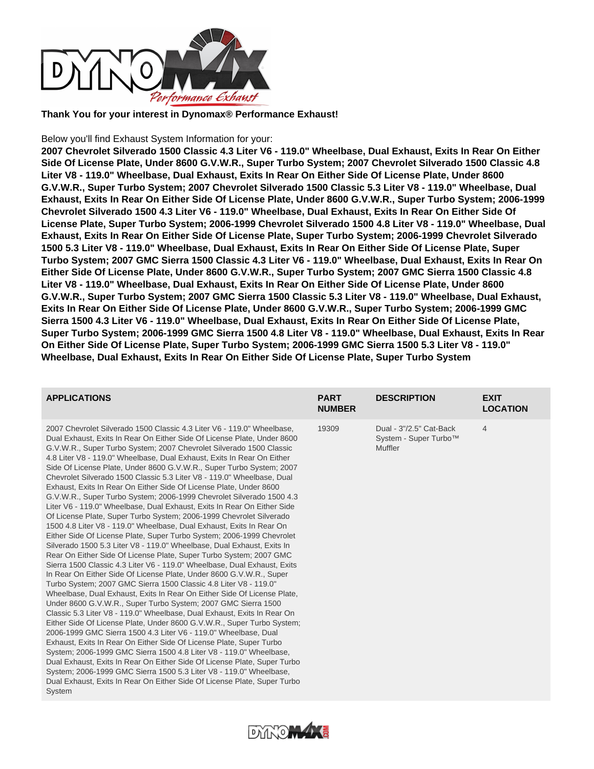**Thank You for your interest in Dynomax® Performance Exhaust!**

Below you'll find Exhaust System Information for your:

**2007 Chevrolet Silverado 1500 Classic 4.3 Liter V6 - 119.0" Wheelbase, Dual Exhaust, Exits In Rear On Either Side Of License Plate, Under 8600 G.V.W.R., Super Turbo System; 2007 Chevrolet Silverado 1500 Classic 4.8 Liter V8 - 119.0" Wheelbase, Dual Exhaust, Exits In Rear On Either Side Of License Plate, Under 8600 G.V.W.R., Super Turbo System; 2007 Chevrolet Silverado 1500 Classic 5.3 Liter V8 - 119.0" Wheelbase, Dual Exhaust, Exits In Rear On Either Side Of License Plate, Under 8600 G.V.W.R., Super Turbo System; 2006-1999 Chevrolet Silverado 1500 4.3 Liter V6 - 119.0" Wheelbase, Dual Exhaust, Exits In Rear On Either Side Of License Plate, Super Turbo System; 2006-1999 Chevrolet Silverado 1500 4.8 Liter V8 - 119.0" Wheelbase, Dual Exhaust, Exits In Rear On Either Side Of License Plate, Super Turbo System; 2006-1999 Chevrolet Silverado 1500 5.3 Liter V8 - 119.0" Wheelbase, Dual Exhaust, Exits In Rear On Either Side Of License Plate, Super Turbo System; 2007 GMC Sierra 1500 Classic 4.3 Liter V6 - 119.0" Wheelbase, Dual Exhaust, Exits In Rear On Either Side Of License Plate, Under 8600 G.V.W.R., Super Turbo System; 2007 GMC Sierra 1500 Classic 4.8 Liter V8 - 119.0" Wheelbase, Dual Exhaust, Exits In Rear On Either Side Of License Plate, Under 8600 G.V.W.R., Super Turbo System; 2007 GMC Sierra 1500 Classic 5.3 Liter V8 - 119.0" Wheelbase, Dual Exhaust, Exits In Rear On Either Side Of License Plate, Under 8600 G.V.W.R., Super Turbo System; 2006-1999 GMC Sierra 1500 4.3 Liter V6 - 119.0" Wheelbase, Dual Exhaust, Exits In Rear On Either Side Of License Plate, Super Turbo System; 2006-1999 GMC Sierra 1500 4.8 Liter V8 - 119.0" Wheelbase, Dual Exhaust, Exits In Rear On Either Side Of License Plate, Super Turbo System; 2006-1999 GMC Sierra 1500 5.3 Liter V8 - 119.0" Wheelbase, Dual Exhaust, Exits In Rear On Either Side Of License Plate, Super Turbo System**

| APPLICATIONS | PART NUMBER | DESCRIPTION | EXIT LOCATION |
|---|---|---|---|
| 2007 Chevrolet Silverado 1500 Classic 4.3 Liter V6 - 119.0" Wheelbase, Dual Exhaust, Exits In Rear On Either Side Of License Plate, Under 8600 G.V.W.R., Super Turbo System; 2007 Chevrolet Silverado 1500 Classic 4.8 Liter V8 - 119.0" Wheelbase, Dual Exhaust, Exits In Rear On Either Side Of License Plate, Under 8600 G.V.W.R., Super Turbo System; 2007 Chevrolet Silverado 1500 Classic 5.3 Liter V8 - 119.0" Wheelbase, Dual Exhaust, Exits In Rear On Either Side Of License Plate, Under 8600 G.V.W.R., Super Turbo System; 2006-1999 Chevrolet Silverado 1500 4.3 Liter V6 - 119.0" Wheelbase, Dual Exhaust, Exits In Rear On Either Side Of License Plate, Super Turbo System; 2006-1999 Chevrolet Silverado 1500 4.8 Liter V8 - 119.0" Wheelbase, Dual Exhaust, Exits In Rear On Either Side Of License Plate, Super Turbo System; 2006-1999 Chevrolet Silverado 1500 5.3 Liter V8 - 119.0" Wheelbase, Dual Exhaust, Exits In Rear On Either Side Of License Plate, Super Turbo System; 2007 GMC Sierra 1500 Classic 4.3 Liter V6 - 119.0" Wheelbase, Dual Exhaust, Exits In Rear On Either Side Of License Plate, Under 8600 G.V.W.R., Super Turbo System; 2007 GMC Sierra 1500 Classic 4.8 Liter V8 - 119.0" Wheelbase, Dual Exhaust, Exits In Rear On Either Side Of License Plate, Under 8600 G.V.W.R., Super Turbo System; 2007 GMC Sierra 1500 Classic 5.3 Liter V8 - 119.0" Wheelbase, Dual Exhaust, Exits In Rear On Either Side Of License Plate, Under 8600 G.V.W.R., Super Turbo System; 2006-1999 GMC Sierra 1500 4.3 Liter V6 - 119.0" Wheelbase, Dual Exhaust, Exits In Rear On Either Side Of License Plate, Super Turbo System; 2006-1999 GMC Sierra 1500 4.8 Liter V8 - 119.0" Wheelbase, Dual Exhaust, Exits In Rear On Either Side Of License Plate, Super Turbo System; 2006-1999 GMC Sierra 1500 5.3 Liter V8 - 119.0" Wheelbase, Dual Exhaust, Exits In Rear On Either Side Of License Plate, Super Turbo System | 19309 | Dual - 3"/2.5" Cat-Back System - Super Turbo™ Muffler | 4 |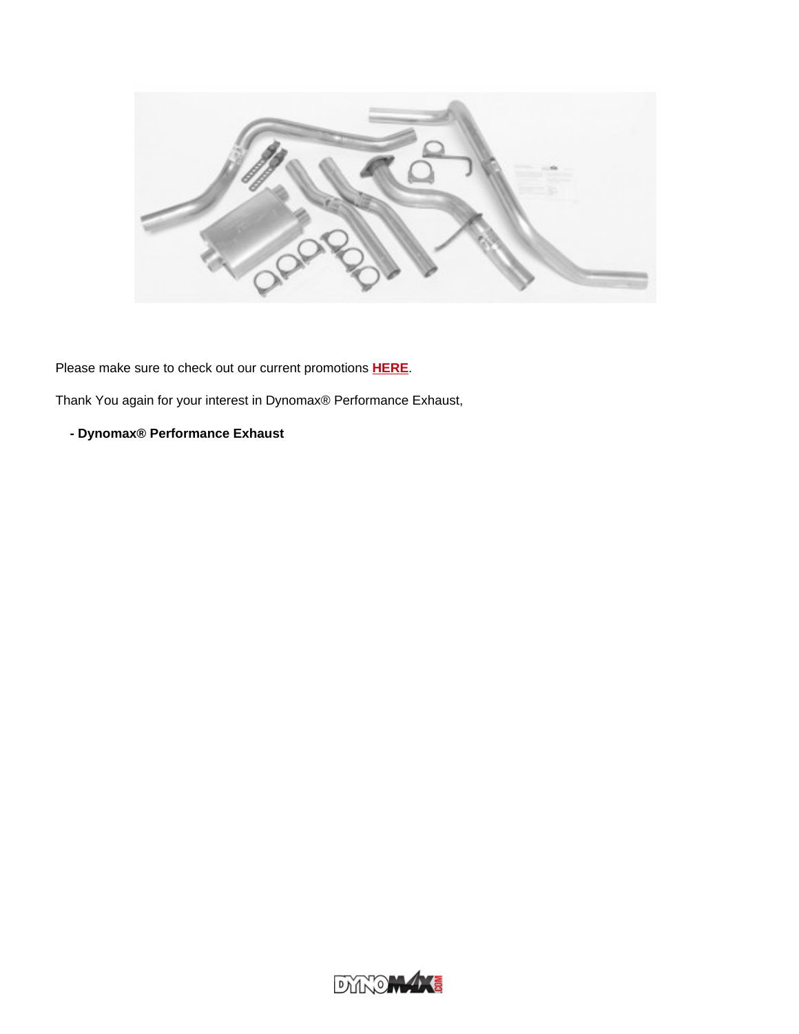Please make sure to check out our current promotions **HERE**.

Thank You again for your interest in Dynomax® Performance Exhaust,

**- Dynomax® Performance Exhaust**